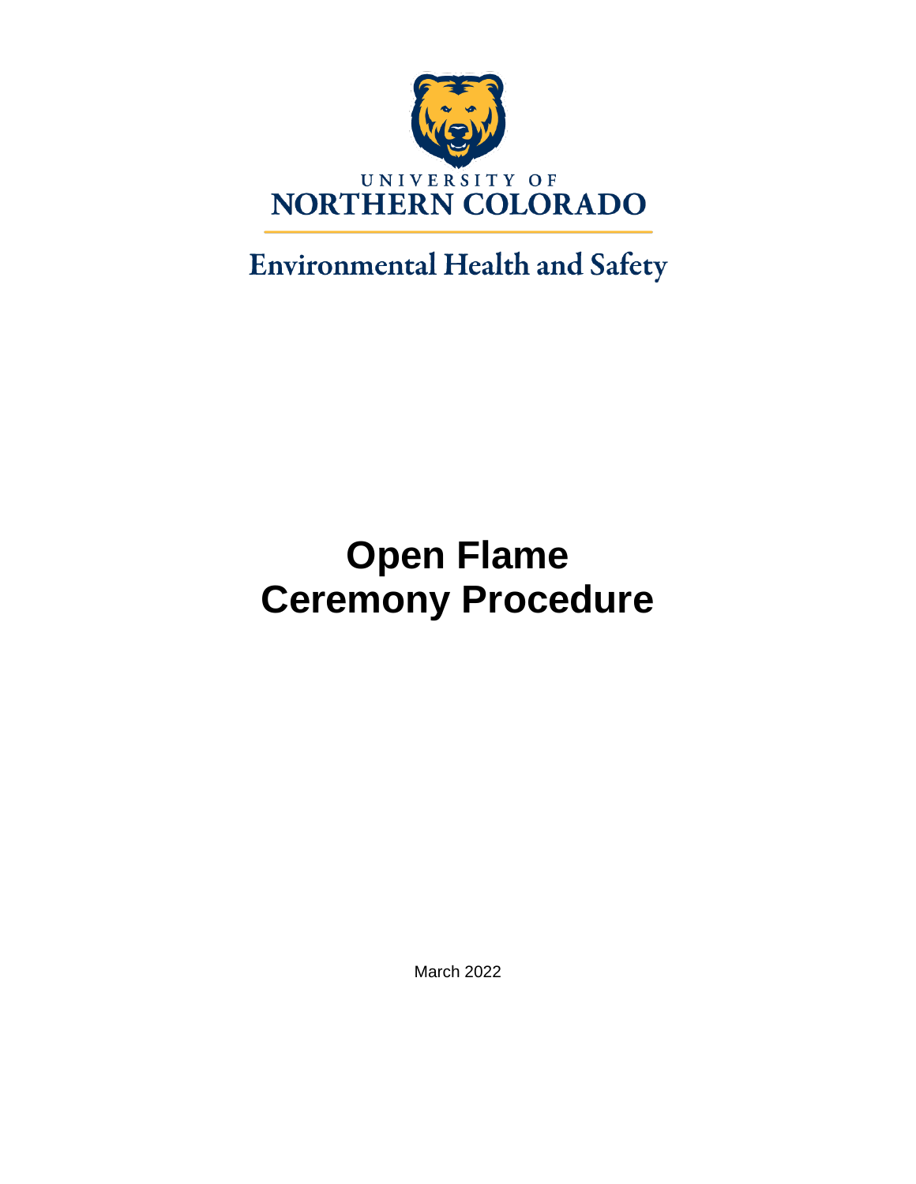UNIVERSITY OF
NORTHERN COLORADO

Environmental Health and Safety

# Open Flame Ceremony Procedure

March 2022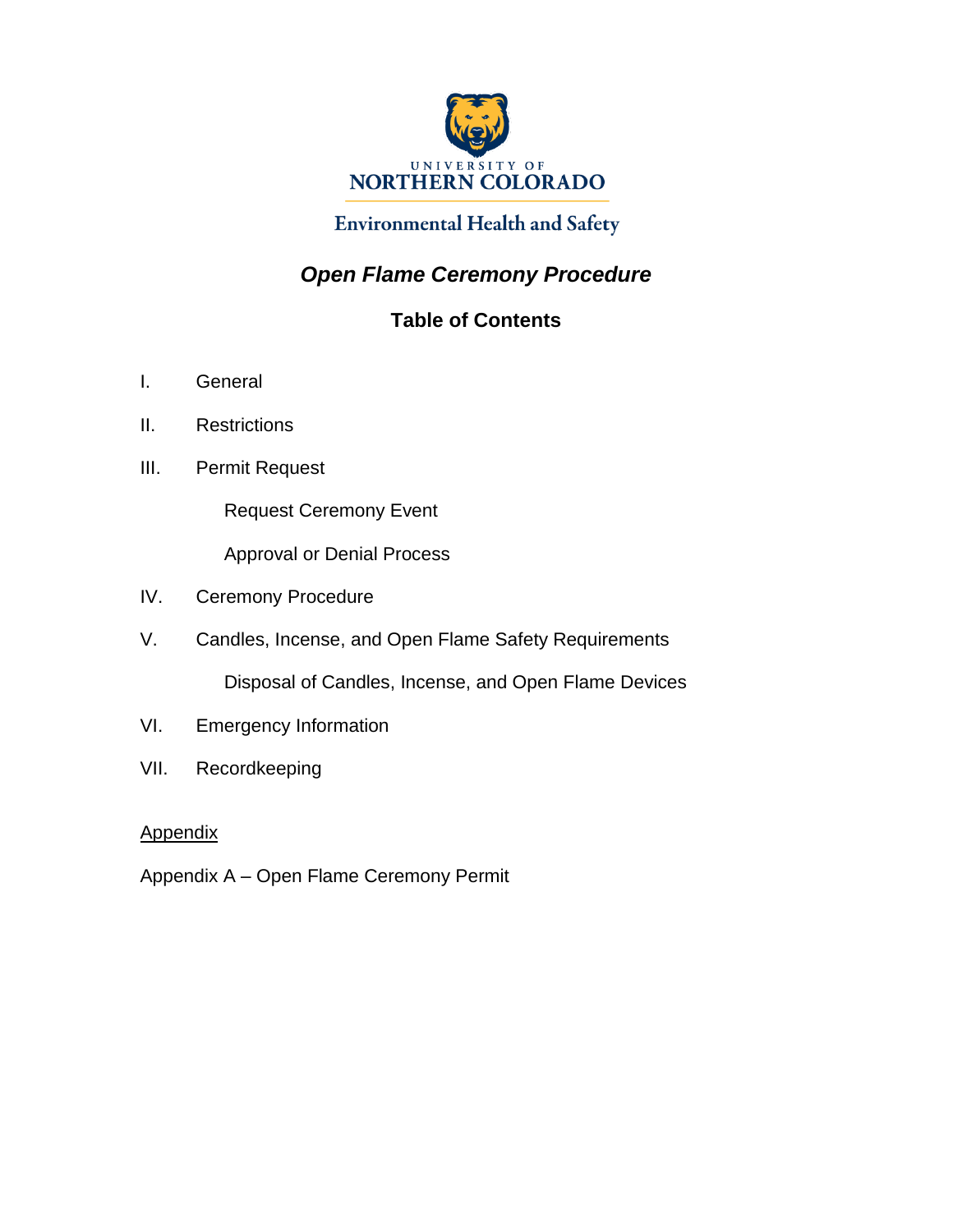UNIVERSITY OF
NORTHERN COLORADO

Environmental Health and Safety

# *Open Flame Ceremony Procedure*

## Table of Contents

I. General

II. Restrictions

III. Permit Request

- Request Ceremony Event
- Approval or Denial Process

IV. Ceremony Procedure

V. Candles, Incense, and Open Flame Safety Requirements

- Disposal of Candles, Incense, and Open Flame Devices

VI. Emergency Information

VII. Recordkeeping

<u>Appendix</u>

Appendix A – Open Flame Ceremony Permit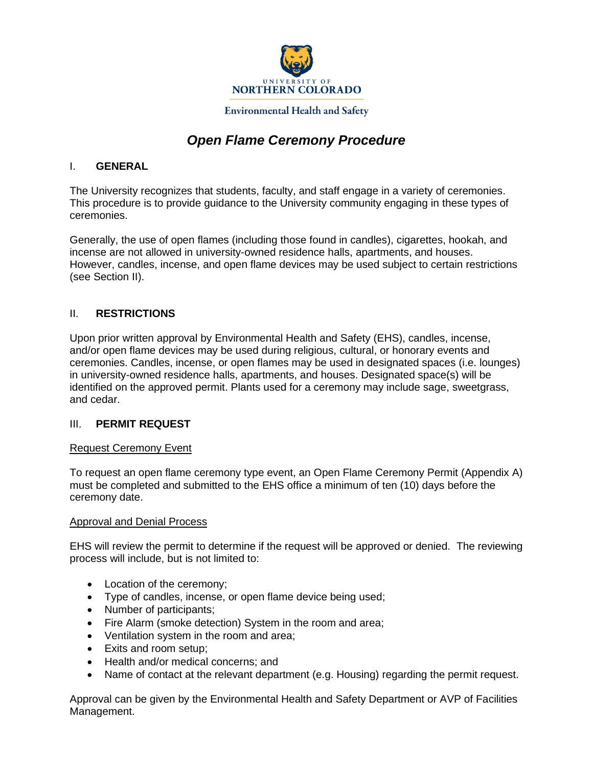UNIVERSITY OF NORTHERN COLORADO

Environmental Health and Safety

# *Open Flame Ceremony Procedure*

## I. GENERAL

The University recognizes that students, faculty, and staff engage in a variety of ceremonies. This procedure is to provide guidance to the University community engaging in these types of ceremonies.

Generally, the use of open flames (including those found in candles), cigarettes, hookah, and incense are not allowed in university-owned residence halls, apartments, and houses. However, candles, incense, and open flame devices may be used subject to certain restrictions (see Section II).

## II. RESTRICTIONS

Upon prior written approval by Environmental Health and Safety (EHS), candles, incense, and/or open flame devices may be used during religious, cultural, or honorary events and ceremonies. Candles, incense, or open flames may be used in designated spaces (i.e. lounges) in university-owned residence halls, apartments, and houses. Designated space(s) will be identified on the approved permit. Plants used for a ceremony may include sage, sweetgrass, and cedar.

## III. PERMIT REQUEST

Request Ceremony Event

To request an open flame ceremony type event, an Open Flame Ceremony Permit (Appendix A) must be completed and submitted to the EHS office a minimum of ten (10) days before the ceremony date.

Approval and Denial Process

EHS will review the permit to determine if the request will be approved or denied. The reviewing process will include, but is not limited to:

- Location of the ceremony;
- Type of candles, incense, or open flame device being used;
- Number of participants;
- Fire Alarm (smoke detection) System in the room and area;
- Ventilation system in the room and area;
- Exits and room setup;
- Health and/or medical concerns; and
- Name of contact at the relevant department (e.g. Housing) regarding the permit request.

Approval can be given by the Environmental Health and Safety Department or AVP of Facilities Management.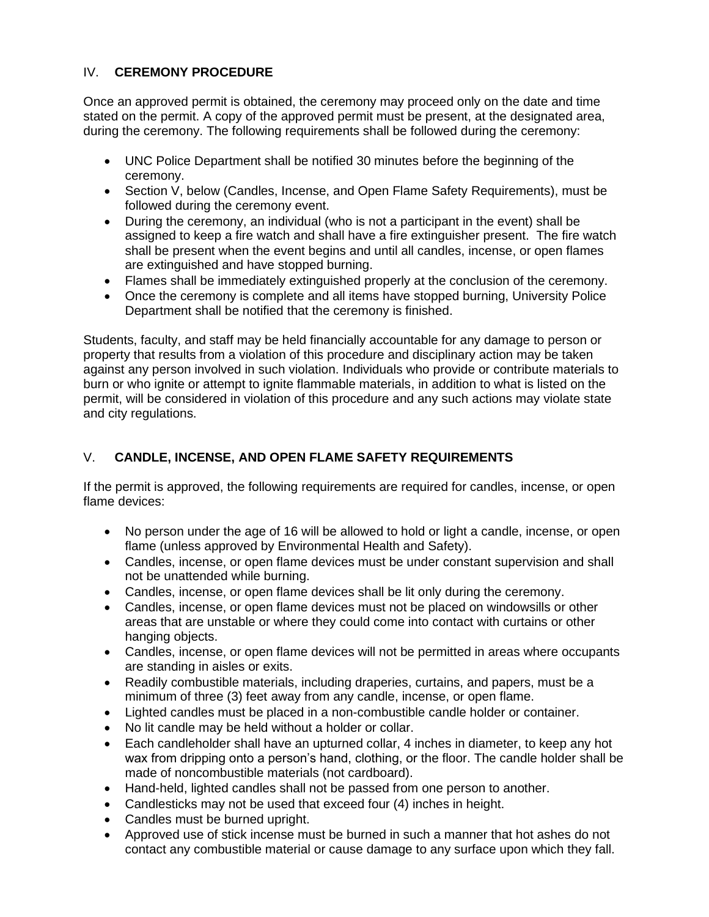## IV. **CEREMONY PROCEDURE**

Once an approved permit is obtained, the ceremony may proceed only on the date and time stated on the permit. A copy of the approved permit must be present, at the designated area, during the ceremony. The following requirements shall be followed during the ceremony:

- UNC Police Department shall be notified 30 minutes before the beginning of the ceremony.
- Section V, below (Candles, Incense, and Open Flame Safety Requirements), must be followed during the ceremony event.
- During the ceremony, an individual (who is not a participant in the event) shall be assigned to keep a fire watch and shall have a fire extinguisher present. The fire watch shall be present when the event begins and until all candles, incense, or open flames are extinguished and have stopped burning.
- Flames shall be immediately extinguished properly at the conclusion of the ceremony.
- Once the ceremony is complete and all items have stopped burning, University Police Department shall be notified that the ceremony is finished.

Students, faculty, and staff may be held financially accountable for any damage to person or property that results from a violation of this procedure and disciplinary action may be taken against any person involved in such violation. Individuals who provide or contribute materials to burn or who ignite or attempt to ignite flammable materials, in addition to what is listed on the permit, will be considered in violation of this procedure and any such actions may violate state and city regulations.

## V. **CANDLE, INCENSE, AND OPEN FLAME SAFETY REQUIREMENTS**

If the permit is approved, the following requirements are required for candles, incense, or open flame devices:

- No person under the age of 16 will be allowed to hold or light a candle, incense, or open flame (unless approved by Environmental Health and Safety).
- Candles, incense, or open flame devices must be under constant supervision and shall not be unattended while burning.
- Candles, incense, or open flame devices shall be lit only during the ceremony.
- Candles, incense, or open flame devices must not be placed on windowsills or other areas that are unstable or where they could come into contact with curtains or other hanging objects.
- Candles, incense, or open flame devices will not be permitted in areas where occupants are standing in aisles or exits.
- Readily combustible materials, including draperies, curtains, and papers, must be a minimum of three (3) feet away from any candle, incense, or open flame.
- Lighted candles must be placed in a non-combustible candle holder or container.
- No lit candle may be held without a holder or collar.
- Each candleholder shall have an upturned collar, 4 inches in diameter, to keep any hot wax from dripping onto a person's hand, clothing, or the floor. The candle holder shall be made of noncombustible materials (not cardboard).
- Hand-held, lighted candles shall not be passed from one person to another.
- Candlesticks may not be used that exceed four (4) inches in height.
- Candles must be burned upright.
- Approved use of stick incense must be burned in such a manner that hot ashes do not contact any combustible material or cause damage to any surface upon which they fall.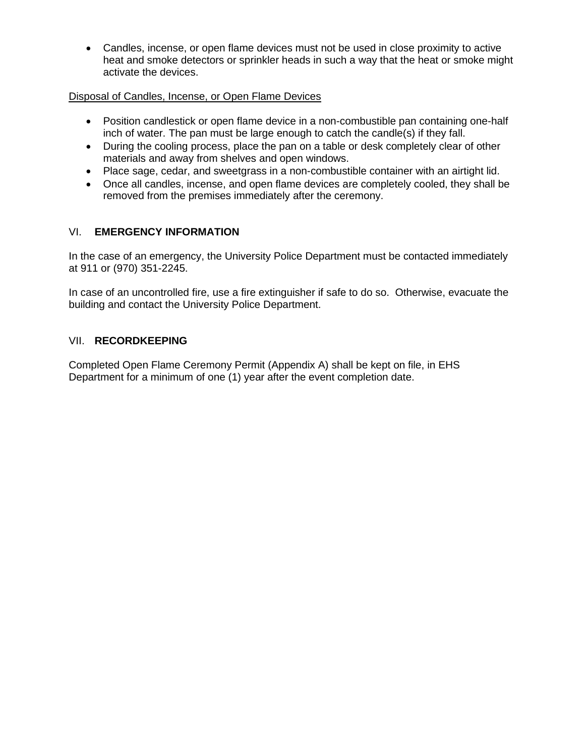- Candles, incense, or open flame devices must not be used in close proximity to active heat and smoke detectors or sprinkler heads in such a way that the heat or smoke might activate the devices.

Disposal of Candles, Incense, or Open Flame Devices

- Position candlestick or open flame device in a non-combustible pan containing one-half inch of water. The pan must be large enough to catch the candle(s) if they fall.
- During the cooling process, place the pan on a table or desk completely clear of other materials and away from shelves and open windows.
- Place sage, cedar, and sweetgrass in a non-combustible container with an airtight lid.
- Once all candles, incense, and open flame devices are completely cooled, they shall be removed from the premises immediately after the ceremony.

## VI. **EMERGENCY INFORMATION**

In the case of an emergency, the University Police Department must be contacted immediately at 911 or (970) 351-2245.

In case of an uncontrolled fire, use a fire extinguisher if safe to do so. Otherwise, evacuate the building and contact the University Police Department.

## VII. **RECORDKEEPING**

Completed Open Flame Ceremony Permit (Appendix A) shall be kept on file, in EHS Department for a minimum of one (1) year after the event completion date.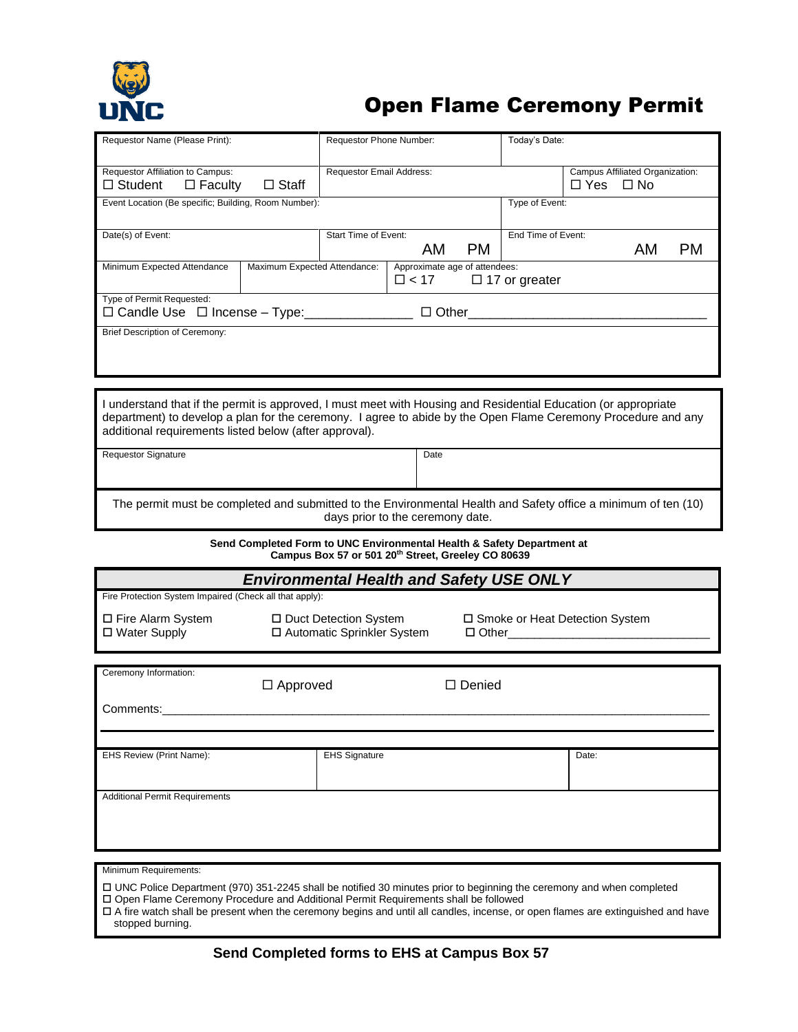# Open Flame Ceremony Permit

| | | | |
|---|---|---|---|
| Requestor Name (Please Print): | Requestor Phone Number: | Today's Date: | |
| Requestor Affiliation to Campus: ☐ Student ☐ Faculty ☐ Staff | Requestor Email Address: | | Campus Affiliated Organization: ☐ Yes ☐ No |
| Event Location (Be specific; Building, Room Number): | | Type of Event: | |
| Date(s) of Event: | Start Time of Event: AM PM | End Time of Event: AM PM | |

| | | |
|---|---|---|
| Minimum Expected Attendance | Maximum Expected Attendance: | Approximate age of attendees: ☐ < 17 ☐ 17 or greater |

Type of Permit Requested:
☐ Candle Use ☐ Incense – Type:_______________ ☐ Other_________________________________

Brief Description of Ceremony:

I understand that if the permit is approved, I must meet with Housing and Residential Education (or appropriate department) to develop a plan for the ceremony. I agree to abide by the Open Flame Ceremony Procedure and any additional requirements listed below (after approval).

| | |
|---|---|
| Requestor Signature | Date |

The permit must be completed and submitted to the Environmental Health and Safety office a minimum of ten (10) days prior to the ceremony date.

**Send Completed Form to UNC Environmental Health & Safety Department at Campus Box 57 or 501 20th Street, Greeley CO 80639**

## *Environmental Health and Safety USE ONLY*

Fire Protection System Impaired (Check all that apply):

☐ Fire Alarm System ☐ Duct Detection System ☐ Smoke or Heat Detection System
☐ Water Supply ☐ Automatic Sprinkler System ☐ Other_______________________________

Ceremony Information: ☐ Approved ☐ Denied

Comments:_______________________________________________________________________________

| | | |
|---|---|---|
| EHS Review (Print Name): | EHS Signature | Date: |

Additional Permit Requirements

Minimum Requirements:

☐ UNC Police Department (970) 351-2245 shall be notified 30 minutes prior to beginning the ceremony and when completed
☐ Open Flame Ceremony Procedure and Additional Permit Requirements shall be followed
☐ A fire watch shall be present when the ceremony begins and until all candles, incense, or open flames are extinguished and have stopped burning.

**Send Completed forms to EHS at Campus Box 57**